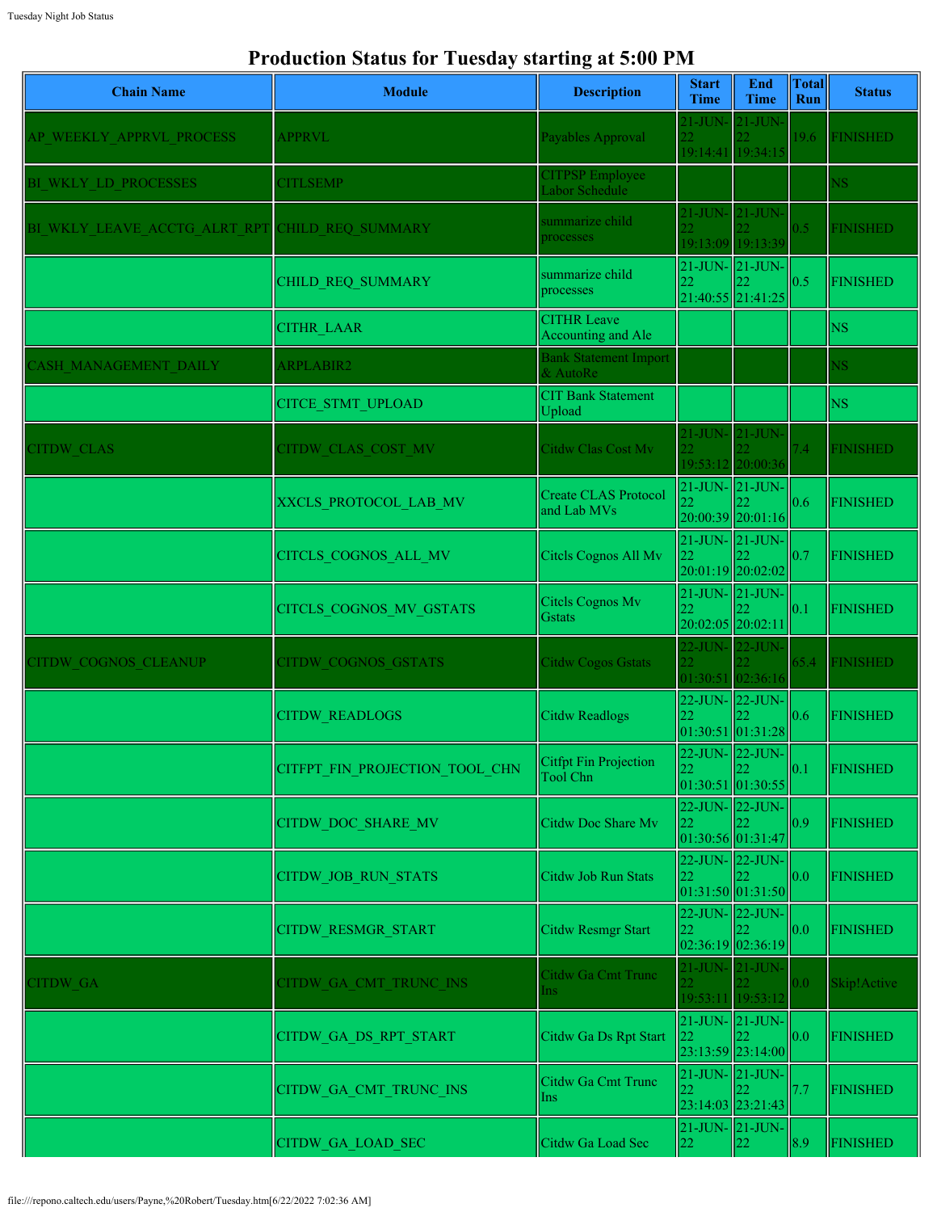# Production Status for Tuesday starting at 5:00 PM

| Chain Name | Module | Description | Start Time | End Time | Total Run | Status |
|---|---|---|---|---|---|---|
| AP_WEEKLY_APPRVL_PROCESS | APPRVL | Payables Approval | 21-JUN-22 19:14:41 | 21-JUN-22 19:34:15 | 19.6 | FINISHED |
| BI_WKLY_LD_PROCESSES | CITLSEMP | CITPSP Employee Labor Schedule | | | | NS |
| BI_WKLY_LEAVE_ACCTG_ALRT_RPT | CHILD_REQ_SUMMARY | summarize child processes | 21-JUN-22 19:13:09 | 21-JUN-22 19:13:39 | 0.5 | FINISHED |
| | CHILD_REQ_SUMMARY | summarize child processes | 21-JUN-22 21:40:55 | 21-JUN-22 21:41:25 | 0.5 | FINISHED |
| | CITHR_LAAR | CITHR Leave Accounting and Ale | | | | NS |
| CASH_MANAGEMENT_DAILY | ARPLABIR2 | Bank Statement Import & AutoRe | | | | NS |
| | CITCE_STMT_UPLOAD | CIT Bank Statement Upload | | | | NS |
| CITDW_CLAS | CITDW_CLAS_COST_MV | Citdw Clas Cost Mv | 21-JUN-22 19:53:12 | 21-JUN-22 20:00:36 | 7.4 | FINISHED |
| | XXCLS_PROTOCOL_LAB_MV | Create CLAS Protocol and Lab MVs | 21-JUN-22 20:00:39 | 21-JUN-22 20:01:16 | 0.6 | FINISHED |
| | CITCLS_COGNOS_ALL_MV | Citcls Cognos All Mv | 21-JUN-22 20:01:19 | 21-JUN-22 20:02:02 | 0.7 | FINISHED |
| | CITCLS_COGNOS_MV_GSTATS | Citcls Cognos Mv Gstats | 21-JUN-22 20:02:05 | 21-JUN-22 20:02:11 | 0.1 | FINISHED |
| CITDW_COGNOS_CLEANUP | CITDW_COGNOS_GSTATS | Citdw Cogos Gstats | 22-JUN-22 01:30:51 | 22-JUN-22 02:36:16 | 65.4 | FINISHED |
| | CITDW_READLOGS | Citdw Readlogs | 22-JUN-22 01:30:51 | 22-JUN-22 01:31:28 | 0.6 | FINISHED |
| | CITFPT_FIN_PROJECTION_TOOL_CHN | Citfpt Fin Projection Tool Chn | 22-JUN-22 01:30:51 | 22-JUN-22 01:30:55 | 0.1 | FINISHED |
| | CITDW_DOC_SHARE_MV | Citdw Doc Share Mv | 22-JUN-22 01:30:56 | 22-JUN-22 01:31:47 | 0.9 | FINISHED |
| | CITDW_JOB_RUN_STATS | Citdw Job Run Stats | 22-JUN-22 01:31:50 | 22-JUN-22 01:31:50 | 0.0 | FINISHED |
| | CITDW_RESMGR_START | Citdw Resmgr Start | 22-JUN-22 02:36:19 | 22-JUN-22 02:36:19 | 0.0 | FINISHED |
| CITDW_GA | CITDW_GA_CMT_TRUNC_INS | Citdw Ga Cmt Trunc Ins | 21-JUN-22 19:53:11 | 21-JUN-22 19:53:12 | 0.0 | Skip!Active |
| | CITDW_GA_DS_RPT_START | Citdw Ga Ds Rpt Start | 21-JUN-22 23:13:59 | 21-JUN-22 23:14:00 | 0.0 | FINISHED |
| | CITDW_GA_CMT_TRUNC_INS | Citdw Ga Cmt Trunc Ins | 21-JUN-22 23:14:03 | 21-JUN-22 23:21:43 | 7.7 | FINISHED |
| | CITDW_GA_LOAD_SEC | Citdw Ga Load Sec | 21-JUN-22 | 21-JUN-22 | 8.9 | FINISHED |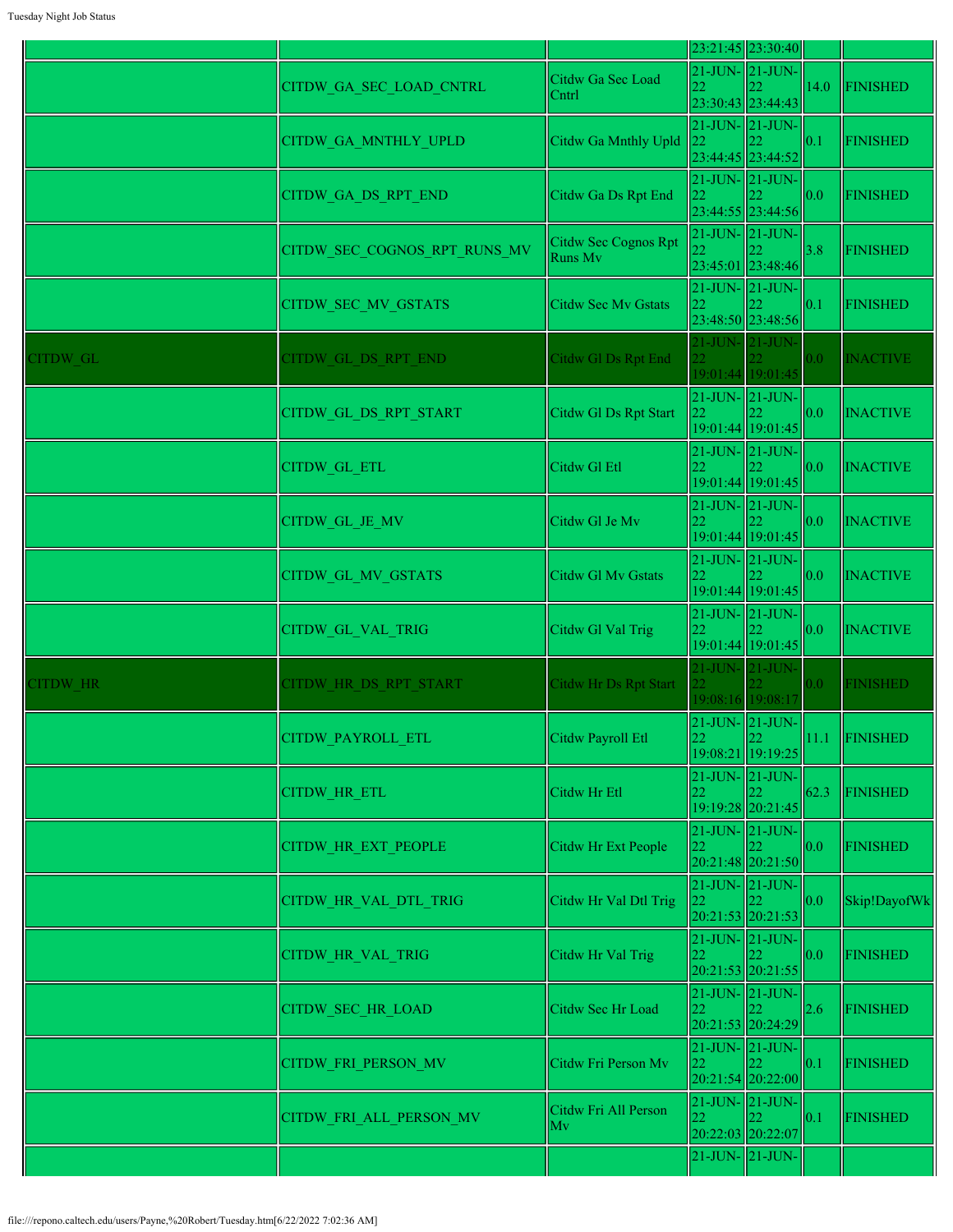| | | | 23:21:45 | 23:30:40 | | |
|---|---|---|---|---|---|---|
| | CITDW_GA_SEC_LOAD_CNTRL | Citdw Ga Sec Load Cntrl | 21-JUN-22 23:30:43 | 21-JUN-22 23:44:43 | 14.0 | FINISHED |
| | CITDW_GA_MNTHLY_UPLD | Citdw Ga Mnthly Upld | 21-JUN-22 23:44:45 | 21-JUN-22 23:44:52 | 0.1 | FINISHED |
| | CITDW_GA_DS_RPT_END | Citdw Ga Ds Rpt End | 21-JUN-22 23:44:55 | 21-JUN-22 23:44:56 | 0.0 | FINISHED |
| | CITDW_SEC_COGNOS_RPT_RUNS_MV | Citdw Sec Cognos Rpt Runs Mv | 21-JUN-22 23:45:01 | 21-JUN-22 23:48:46 | 3.8 | FINISHED |
| | CITDW_SEC_MV_GSTATS | Citdw Sec Mv Gstats | 21-JUN-22 23:48:50 | 21-JUN-22 23:48:56 | 0.1 | FINISHED |
| CITDW_GL | CITDW_GL_DS_RPT_END | Citdw Gl Ds Rpt End | 21-JUN-22 19:01:44 | 21-JUN-22 19:01:45 | 0.0 | INACTIVE |
| | CITDW_GL_DS_RPT_START | Citdw Gl Ds Rpt Start | 21-JUN-22 19:01:44 | 21-JUN-22 19:01:45 | 0.0 | INACTIVE |
| | CITDW_GL_ETL | Citdw Gl Etl | 21-JUN-22 19:01:44 | 21-JUN-22 19:01:45 | 0.0 | INACTIVE |
| | CITDW_GL_JE_MV | Citdw Gl Je Mv | 21-JUN-22 19:01:44 | 21-JUN-22 19:01:45 | 0.0 | INACTIVE |
| | CITDW_GL_MV_GSTATS | Citdw Gl Mv Gstats | 21-JUN-22 19:01:44 | 21-JUN-22 19:01:45 | 0.0 | INACTIVE |
| | CITDW_GL_VAL_TRIG | Citdw Gl Val Trig | 21-JUN-22 19:01:44 | 21-JUN-22 19:01:45 | 0.0 | INACTIVE |
| CITDW_HR | CITDW_HR_DS_RPT_START | Citdw Hr Ds Rpt Start | 21-JUN-22 19:08:16 | 21-JUN-22 19:08:17 | 0.0 | FINISHED |
| | CITDW_PAYROLL_ETL | Citdw Payroll Etl | 21-JUN-22 19:08:21 | 21-JUN-22 19:19:25 | 11.1 | FINISHED |
| | CITDW_HR_ETL | Citdw Hr Etl | 21-JUN-22 19:19:28 | 21-JUN-22 20:21:45 | 62.3 | FINISHED |
| | CITDW_HR_EXT_PEOPLE | Citdw Hr Ext People | 21-JUN-22 20:21:48 | 21-JUN-22 20:21:50 | 0.0 | FINISHED |
| | CITDW_HR_VAL_DTL_TRIG | Citdw Hr Val Dtl Trig | 21-JUN-22 20:21:53 | 21-JUN-22 20:21:53 | 0.0 | Skip!DayofWk |
| | CITDW_HR_VAL_TRIG | Citdw Hr Val Trig | 21-JUN-22 20:21:53 | 21-JUN-22 20:21:55 | 0.0 | FINISHED |
| | CITDW_SEC_HR_LOAD | Citdw Sec Hr Load | 21-JUN-22 20:21:53 | 21-JUN-22 20:24:29 | 2.6 | FINISHED |
| | CITDW_FRI_PERSON_MV | Citdw Fri Person Mv | 21-JUN-22 20:21:54 | 21-JUN-22 20:22:00 | 0.1 | FINISHED |
| | CITDW_FRI_ALL_PERSON_MV | Citdw Fri All Person Mv | 21-JUN-22 20:22:03 | 21-JUN-22 20:22:07 | 0.1 | FINISHED |
| | | | 21-JUN- | 21-JUN- | | |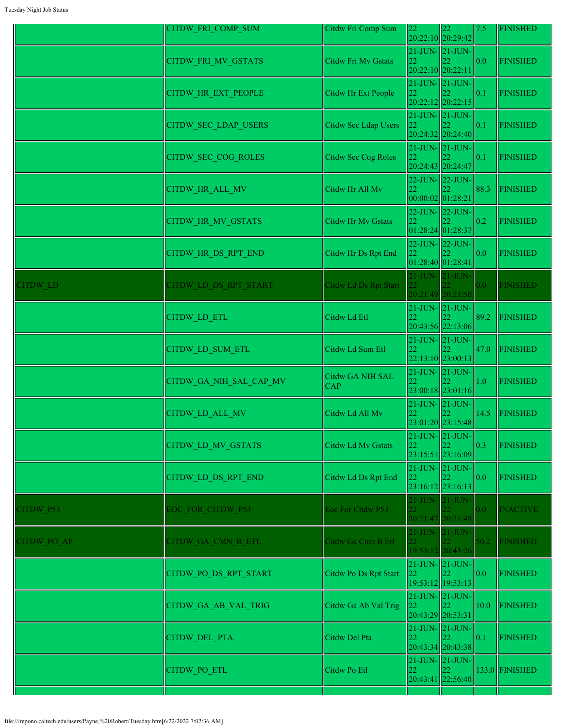| | | | | | | |
|---|---|---|---|---|---|---|
| | CITDW_FRI_COMP_SUM | Citdw Fri Comp Sum | 22 20:22:10 | 22 20:29:42 | 7.5 | FINISHED |
| | CITDW_FRI_MV_GSTATS | Citdw Fri Mv Gstats | 21-JUN-22 20:22:10 | 21-JUN-22 20:22:11 | 0.0 | FINISHED |
| | CITDW_HR_EXT_PEOPLE | Citdw Hr Ext People | 21-JUN-22 20:22:12 | 21-JUN-22 20:22:15 | 0.1 | FINISHED |
| | CITDW_SEC_LDAP_USERS | Citdw Sec Ldap Users | 21-JUN-22 20:24:32 | 21-JUN-22 20:24:40 | 0.1 | FINISHED |
| | CITDW_SEC_COG_ROLES | Citdw Sec Cog Roles | 21-JUN-22 20:24:43 | 21-JUN-22 20:24:47 | 0.1 | FINISHED |
| | CITDW_HR_ALL_MV | Citdw Hr All Mv | 22-JUN-22 00:00:02 | 22-JUN-22 01:28:21 | 88.3 | FINISHED |
| | CITDW_HR_MV_GSTATS | Citdw Hr Mv Gstats | 22-JUN-22 01:28:24 | 22-JUN-22 01:28:37 | 0.2 | FINISHED |
| | CITDW_HR_DS_RPT_END | Citdw Hr Ds Rpt End | 22-JUN-22 01:28:40 | 22-JUN-22 01:28:41 | 0.0 | FINISHED |
| CITDW_LD | CITDW_LD_DS_RPT_START | Citdw Ld Ds Rpt Start | 21-JUN-22 20:21:49 | 21-JUN-22 20:21:50 | 0.0 | FINISHED |
| | CITDW_LD_ETL | Citdw Ld Etl | 21-JUN-22 20:43:56 | 21-JUN-22 22:13:06 | 89.2 | FINISHED |
| | CITDW_LD_SUM_ETL | Citdw Ld Sum Etl | 21-JUN-22 22:13:10 | 21-JUN-22 23:00:13 | 47.0 | FINISHED |
| | CITDW_GA_NIH_SAL_CAP_MV | Citdw GA NIH SAL CAP | 21-JUN-22 23:00:18 | 21-JUN-22 23:01:16 | 1.0 | FINISHED |
| | CITDW_LD_ALL_MV | Citdw Ld All Mv | 21-JUN-22 23:01:20 | 21-JUN-22 23:15:48 | 14.5 | FINISHED |
| | CITDW_LD_MV_GSTATS | Citdw Ld Mv Gstats | 21-JUN-22 23:15:51 | 21-JUN-22 23:16:09 | 0.3 | FINISHED |
| | CITDW_LD_DS_RPT_END | Citdw Ld Ds Rpt End | 21-JUN-22 23:16:12 | 21-JUN-22 23:16:13 | 0.0 | FINISHED |
| CITDW_P53 | EOC_FOR_CITDW_P53 | Eoc For Citdw P53 | 21-JUN-22 20:21:47 | 21-JUN-22 20:21:49 | 0.0 | INACTIVE |
| CITDW_PO_AP | CITDW_GA_CMN_B_ETL | Citdw Ga Cmn B Etl | 21-JUN-22 19:53:12 | 21-JUN-22 20:43:26 | 50.2 | FINISHED |
| | CITDW_PO_DS_RPT_START | Citdw Po Ds Rpt Start | 21-JUN-22 19:53:12 | 21-JUN-22 19:53:13 | 0.0 | FINISHED |
| | CITDW_GA_AB_VAL_TRIG | Citdw Ga Ab Val Trig | 21-JUN-22 20:43:29 | 21-JUN-22 20:53:31 | 10.0 | FINISHED |
| | CITDW_DEL_PTA | Citdw Del Pta | 21-JUN-22 20:43:34 | 21-JUN-22 20:43:38 | 0.1 | FINISHED |
| | CITDW_PO_ETL | Citdw Po Etl | 21-JUN-22 20:43:41 | 21-JUN-22 22:56:40 | 133.0 | FINISHED |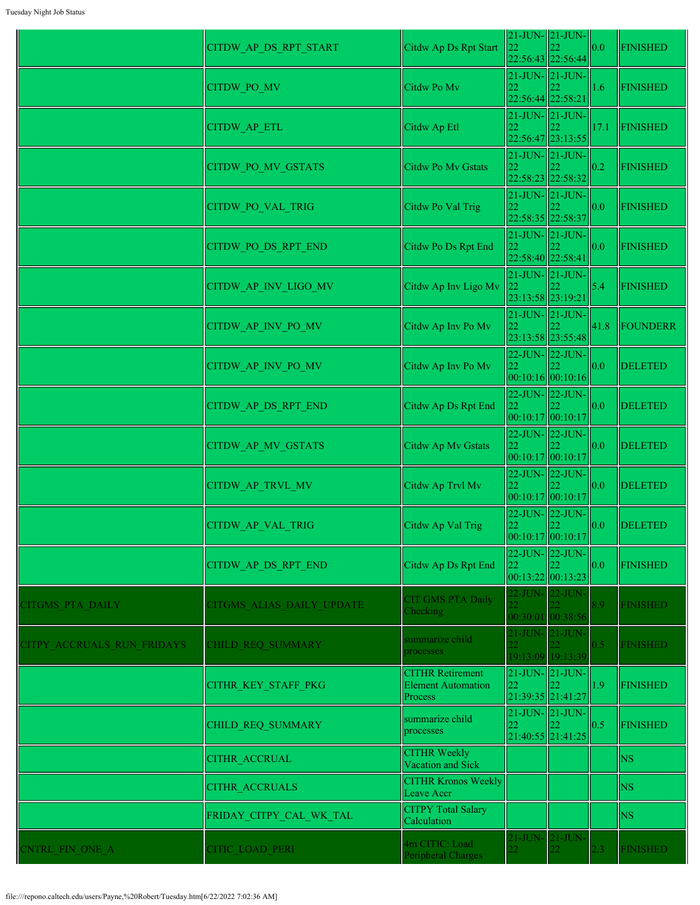| | | | | | | |
|---|---|---|---|---|---|---|
| | CITDW_AP_DS_RPT_START | Citdw Ap Ds Rpt Start | 21-JUN-22 22:56:43 | 21-JUN-22 22:56:44 | 0.0 | FINISHED |
| | CITDW_PO_MV | Citdw Po Mv | 21-JUN-22 22:56:44 | 21-JUN-22 22:58:21 | 1.6 | FINISHED |
| | CITDW_AP_ETL | Citdw Ap Etl | 21-JUN-22 22:56:47 | 21-JUN-22 23:13:55 | 17.1 | FINISHED |
| | CITDW_PO_MV_GSTATS | Citdw Po Mv Gstats | 21-JUN-22 22:58:23 | 21-JUN-22 22:58:32 | 0.2 | FINISHED |
| | CITDW_PO_VAL_TRIG | Citdw Po Val Trig | 21-JUN-22 22:58:35 | 21-JUN-22 22:58:37 | 0.0 | FINISHED |
| | CITDW_PO_DS_RPT_END | Citdw Po Ds Rpt End | 21-JUN-22 22:58:40 | 21-JUN-22 22:58:41 | 0.0 | FINISHED |
| | CITDW_AP_INV_LIGO_MV | Citdw Ap Inv Ligo Mv | 21-JUN-22 23:13:58 | 21-JUN-22 23:19:21 | 5.4 | FINISHED |
| | CITDW_AP_INV_PO_MV | Citdw Ap Inv Po Mv | 21-JUN-22 23:13:58 | 21-JUN-22 23:55:48 | 41.8 | FOUNDERR |
| | CITDW_AP_INV_PO_MV | Citdw Ap Inv Po Mv | 22-JUN-22 00:10:16 | 22-JUN-22 00:10:16 | 0.0 | DELETED |
| | CITDW_AP_DS_RPT_END | Citdw Ap Ds Rpt End | 22-JUN-22 00:10:17 | 22-JUN-22 00:10:17 | 0.0 | DELETED |
| | CITDW_AP_MV_GSTATS | Citdw Ap Mv Gstats | 22-JUN-22 00:10:17 | 22-JUN-22 00:10:17 | 0.0 | DELETED |
| | CITDW_AP_TRVL_MV | Citdw Ap Trvl Mv | 22-JUN-22 00:10:17 | 22-JUN-22 00:10:17 | 0.0 | DELETED |
| | CITDW_AP_VAL_TRIG | Citdw Ap Val Trig | 22-JUN-22 00:10:17 | 22-JUN-22 00:10:17 | 0.0 | DELETED |
| | CITDW_AP_DS_RPT_END | Citdw Ap Ds Rpt End | 22-JUN-22 00:13:22 | 22-JUN-22 00:13:23 | 0.0 | FINISHED |
| CITGMS_PTA_DAILY | CITGMS_ALIAS_DAILY_UPDATE | CIT GMS PTA Daily Checking | 22-JUN-22 00:30:01 | 22-JUN-22 00:38:56 | 8.9 | FINISHED |
| CITPY_ACCRUALS_RUN_FRIDAYS | CHILD_REQ_SUMMARY | summarize child processes | 21-JUN-22 19:13:09 | 21-JUN-22 19:13:39 | 0.5 | FINISHED |
| | CITHR_KEY_STAFF_PKG | CITHR Retirement Element Automation Process | 21-JUN-22 21:39:35 | 21-JUN-22 21:41:27 | 1.9 | FINISHED |
| | CHILD_REQ_SUMMARY | summarize child processes | 21-JUN-22 21:40:55 | 21-JUN-22 21:41:25 | 0.5 | FINISHED |
| | CITHR_ACCRUAL | CITHR Weekly Vacation and Sick | | | | NS |
| | CITHR_ACCRUALS | CITHR Kronos Weekly Leave Accr | | | | NS |
| | FRIDAY_CITPY_CAL_WK_TAL | CITPY Total Salary Calculation | | | | NS |
| CNTRL_FIN_ONE_A | CITIC_LOAD_PERI | 4m CITIC: Load Peripheral Charges | 21-JUN-22 | 21-JUN-22 | 2.3 | FINISHED |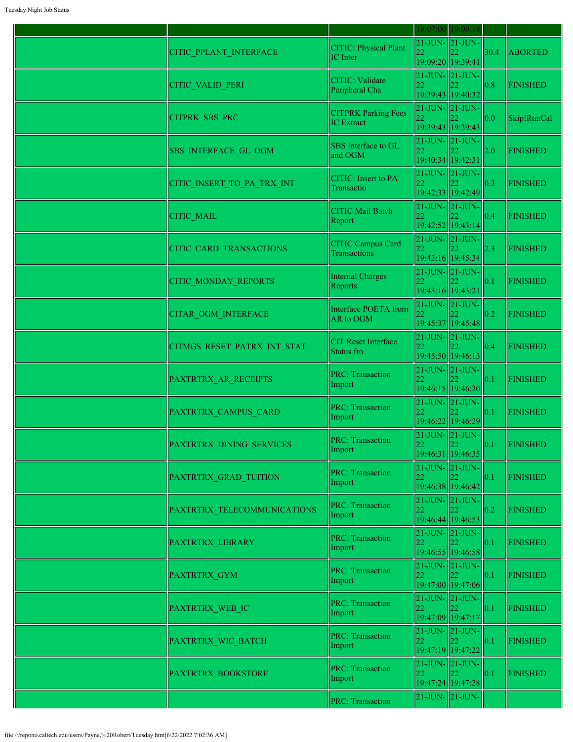|  |  |  | 19:07:00 | 19:09:18 |  |  |
|---|---|---|---|---|---|---|
|  | CITIC_PPLANT_INTERFACE | CITIC: Physical Plant IC Inter | 21-JUN-22 19:09:20 | 21-JUN-22 19:39:41 | 30.4 | ABORTED |
|  | CITIC_VALID_PERI | CITIC: Validate Peripheral Cha | 21-JUN-22 19:39:43 | 21-JUN-22 19:40:32 | 0.8 | FINISHED |
|  | CITPRK_SBS_PRC | CITPRK Parking Fees IC Extract | 21-JUN-22 19:39:43 | 21-JUN-22 19:39:43 | 0.0 | Skip!RunCal |
|  | SBS_INTERFACE_GL_OGM | SBS interface to GL and OGM | 21-JUN-22 19:40:34 | 21-JUN-22 19:42:31 | 2.0 | FINISHED |
|  | CITIC_INSERT_TO_PA_TRX_INT | CITIC: Insert to PA Transactio | 21-JUN-22 19:42:33 | 21-JUN-22 19:42:49 | 0.3 | FINISHED |
|  | CITIC_MAIL | CITIC Mail Batch Report | 21-JUN-22 19:42:52 | 21-JUN-22 19:43:14 | 0.4 | FINISHED |
|  | CITIC_CARD_TRANSACTIONS | CITIC Campus Card Transactions | 21-JUN-22 19:43:16 | 21-JUN-22 19:45:34 | 2.3 | FINISHED |
|  | CITIC_MONDAY_REPORTS | Internal Charges Reports | 21-JUN-22 19:43:16 | 21-JUN-22 19:43:21 | 0.1 | FINISHED |
|  | CITAR_OGM_INTERFACE | Interface POETA from AR to OGM | 21-JUN-22 19:45:37 | 21-JUN-22 19:45:48 | 0.2 | FINISHED |
|  | CITMGS_RESET_PATRX_INT_STAT | CIT Reset Interface Status fro | 21-JUN-22 19:45:50 | 21-JUN-22 19:46:13 | 0.4 | FINISHED |
|  | PAXTRTRX_AR_RECEIPTS | PRC: Transaction Import | 21-JUN-22 19:46:15 | 21-JUN-22 19:46:20 | 0.1 | FINISHED |
|  | PAXTRTRX_CAMPUS_CARD | PRC: Transaction Import | 21-JUN-22 19:46:22 | 21-JUN-22 19:46:29 | 0.1 | FINISHED |
|  | PAXTRTRX_DINING_SERVICES | PRC: Transaction Import | 21-JUN-22 19:46:31 | 21-JUN-22 19:46:35 | 0.1 | FINISHED |
|  | PAXTRTRX_GRAD_TUITION | PRC: Transaction Import | 21-JUN-22 19:46:38 | 21-JUN-22 19:46:42 | 0.1 | FINISHED |
|  | PAXTRTRX_TELECOMMUNICATIONS | PRC: Transaction Import | 21-JUN-22 19:46:44 | 21-JUN-22 19:46:53 | 0.2 | FINISHED |
|  | PAXTRTRX_LIBRARY | PRC: Transaction Import | 21-JUN-22 19:46:55 | 21-JUN-22 19:46:58 | 0.1 | FINISHED |
|  | PAXTRTRX_GYM | PRC: Transaction Import | 21-JUN-22 19:47:00 | 21-JUN-22 19:47:06 | 0.1 | FINISHED |
|  | PAXTRTRX_WEB_IC | PRC: Transaction Import | 21-JUN-22 19:47:09 | 21-JUN-22 19:47:17 | 0.1 | FINISHED |
|  | PAXTRTRX_WIC_BATCH | PRC: Transaction Import | 21-JUN-22 19:47:19 | 21-JUN-22 19:47:22 | 0.1 | FINISHED |
|  | PAXTRTRX_BOOKSTORE | PRC: Transaction Import | 21-JUN-22 19:47:24 | 21-JUN-22 19:47:28 | 0.1 | FINISHED |
|  |  | PRC: Transaction | 21-JUN- | 21-JUN- |  |  |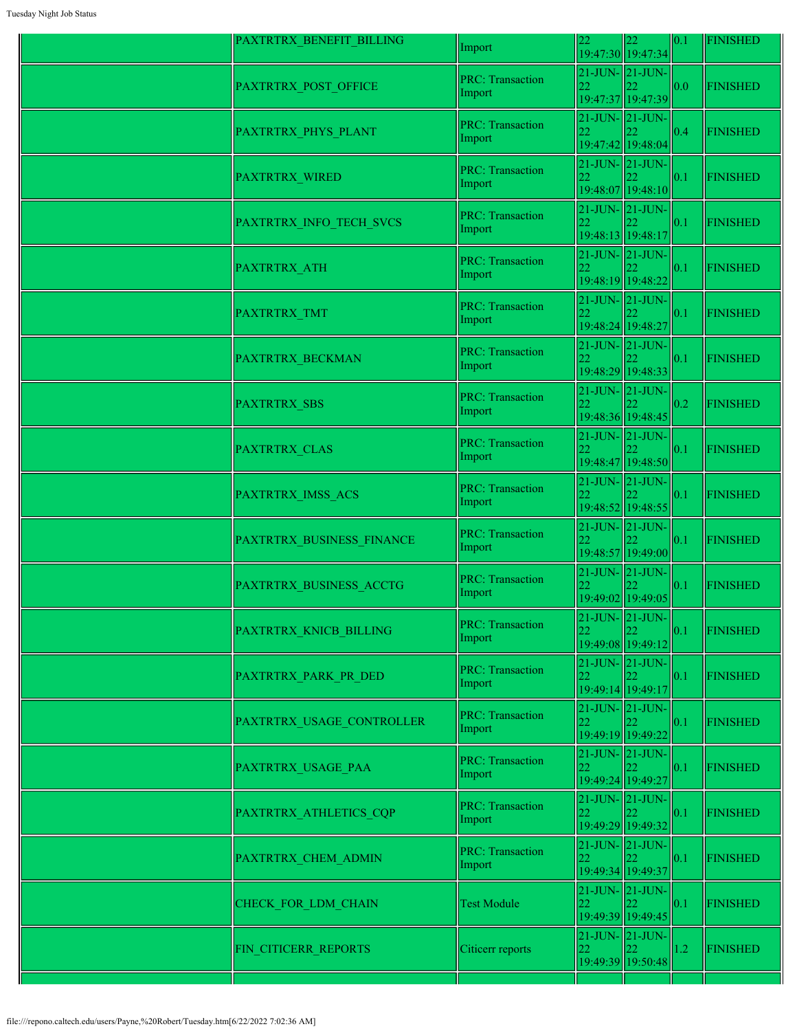| | | | | | | |
|---|---|---|---|---|---|---|
| | PAXTRTRX_BENEFIT_BILLING | Import | 22 19:47:30 | 22 19:47:34 | 0.1 | FINISHED |
| | PAXTRTRX_POST_OFFICE | PRC: Transaction Import | 21-JUN-22 19:47:37 | 21-JUN-22 19:47:39 | 0.0 | FINISHED |
| | PAXTRTRX_PHYS_PLANT | PRC: Transaction Import | 21-JUN-22 19:47:42 | 21-JUN-22 19:48:04 | 0.4 | FINISHED |
| | PAXTRTRX_WIRED | PRC: Transaction Import | 21-JUN-22 19:48:07 | 21-JUN-22 19:48:10 | 0.1 | FINISHED |
| | PAXTRTRX_INFO_TECH_SVCS | PRC: Transaction Import | 21-JUN-22 19:48:13 | 21-JUN-22 19:48:17 | 0.1 | FINISHED |
| | PAXTRTRX_ATH | PRC: Transaction Import | 21-JUN-22 19:48:19 | 21-JUN-22 19:48:22 | 0.1 | FINISHED |
| | PAXTRTRX_TMT | PRC: Transaction Import | 21-JUN-22 19:48:24 | 21-JUN-22 19:48:27 | 0.1 | FINISHED |
| | PAXTRTRX_BECKMAN | PRC: Transaction Import | 21-JUN-22 19:48:29 | 21-JUN-22 19:48:33 | 0.1 | FINISHED |
| | PAXTRTRX_SBS | PRC: Transaction Import | 21-JUN-22 19:48:36 | 21-JUN-22 19:48:45 | 0.2 | FINISHED |
| | PAXTRTRX_CLAS | PRC: Transaction Import | 21-JUN-22 19:48:47 | 21-JUN-22 19:48:50 | 0.1 | FINISHED |
| | PAXTRTRX_IMSS_ACS | PRC: Transaction Import | 21-JUN-22 19:48:52 | 21-JUN-22 19:48:55 | 0.1 | FINISHED |
| | PAXTRTRX_BUSINESS_FINANCE | PRC: Transaction Import | 21-JUN-22 19:48:57 | 21-JUN-22 19:49:00 | 0.1 | FINISHED |
| | PAXTRTRX_BUSINESS_ACCTG | PRC: Transaction Import | 21-JUN-22 19:49:02 | 21-JUN-22 19:49:05 | 0.1 | FINISHED |
| | PAXTRTRX_KNICB_BILLING | PRC: Transaction Import | 21-JUN-22 19:49:08 | 21-JUN-22 19:49:12 | 0.1 | FINISHED |
| | PAXTRTRX_PARK_PR_DED | PRC: Transaction Import | 21-JUN-22 19:49:14 | 21-JUN-22 19:49:17 | 0.1 | FINISHED |
| | PAXTRTRX_USAGE_CONTROLLER | PRC: Transaction Import | 21-JUN-22 19:49:19 | 21-JUN-22 19:49:22 | 0.1 | FINISHED |
| | PAXTRTRX_USAGE_PAA | PRC: Transaction Import | 21-JUN-22 19:49:24 | 21-JUN-22 19:49:27 | 0.1 | FINISHED |
| | PAXTRTRX_ATHLETICS_CQP | PRC: Transaction Import | 21-JUN-22 19:49:29 | 21-JUN-22 19:49:32 | 0.1 | FINISHED |
| | PAXTRTRX_CHEM_ADMIN | PRC: Transaction Import | 21-JUN-22 19:49:34 | 21-JUN-22 19:49:37 | 0.1 | FINISHED |
| | CHECK_FOR_LDM_CHAIN | Test Module | 21-JUN-22 19:49:39 | 21-JUN-22 19:49:45 | 0.1 | FINISHED |
| | FIN_CITICERR_REPORTS | Citicerr reports | 21-JUN-22 19:49:39 | 21-JUN-22 19:50:48 | 1.2 | FINISHED |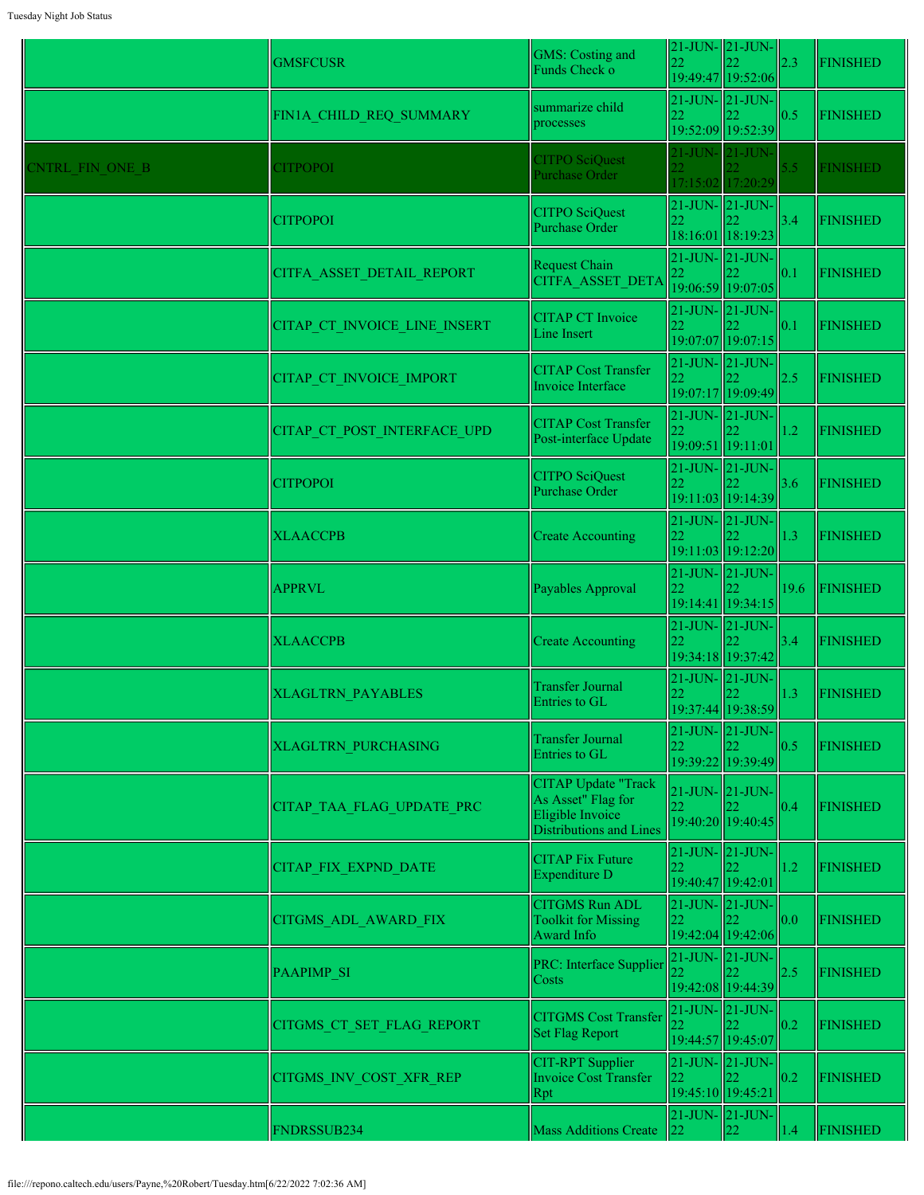| | | | | | | |
|---|---|---|---|---|---|---|
| | GMSFCUSR | GMS: Costing and Funds Check o | 21-JUN-22 19:49:47 | 21-JUN-22 19:52:06 | 2.3 | FINISHED |
| | FIN1A_CHILD_REQ_SUMMARY | summarize child processes | 21-JUN-22 19:52:09 | 21-JUN-22 19:52:39 | 0.5 | FINISHED |
| CNTRL_FIN_ONE_B | CITPOPOI | CITPO SciQuest Purchase Order | 21-JUN-22 17:15:02 | 21-JUN-22 17:20:29 | 5.5 | FINISHED |
| | CITPOPOI | CITPO SciQuest Purchase Order | 21-JUN-22 18:16:01 | 21-JUN-22 18:19:23 | 3.4 | FINISHED |
| | CITFA_ASSET_DETAIL_REPORT | Request Chain CITFA_ASSET_DETA | 21-JUN-22 19:06:59 | 21-JUN-22 19:07:05 | 0.1 | FINISHED |
| | CITAP_CT_INVOICE_LINE_INSERT | CITAP CT Invoice Line Insert | 21-JUN-22 19:07:07 | 21-JUN-22 19:07:15 | 0.1 | FINISHED |
| | CITAP_CT_INVOICE_IMPORT | CITAP Cost Transfer Invoice Interface | 21-JUN-22 19:07:17 | 21-JUN-22 19:09:49 | 2.5 | FINISHED |
| | CITAP_CT_POST_INTERFACE_UPD | CITAP Cost Transfer Post-interface Update | 21-JUN-22 19:09:51 | 21-JUN-22 19:11:01 | 1.2 | FINISHED |
| | CITPOPOI | CITPO SciQuest Purchase Order | 21-JUN-22 19:11:03 | 21-JUN-22 19:14:39 | 3.6 | FINISHED |
| | XLAACCPB | Create Accounting | 21-JUN-22 19:11:03 | 21-JUN-22 19:12:20 | 1.3 | FINISHED |
| | APPRVL | Payables Approval | 21-JUN-22 19:14:41 | 21-JUN-22 19:34:15 | 19.6 | FINISHED |
| | XLAACCPB | Create Accounting | 21-JUN-22 19:34:18 | 21-JUN-22 19:37:42 | 3.4 | FINISHED |
| | XLAGLTRN_PAYABLES | Transfer Journal Entries to GL | 21-JUN-22 19:37:44 | 21-JUN-22 19:38:59 | 1.3 | FINISHED |
| | XLAGLTRN_PURCHASING | Transfer Journal Entries to GL | 21-JUN-22 19:39:22 | 21-JUN-22 19:39:49 | 0.5 | FINISHED |
| | CITAP_TAA_FLAG_UPDATE_PRC | CITAP Update "Track As Asset" Flag for Eligible Invoice Distributions and Lines | 21-JUN-22 19:40:20 | 21-JUN-22 19:40:45 | 0.4 | FINISHED |
| | CITAP_FIX_EXPND_DATE | CITAP Fix Future Expenditure D | 21-JUN-22 19:40:47 | 21-JUN-22 19:42:01 | 1.2 | FINISHED |
| | CITGMS_ADL_AWARD_FIX | CITGMS Run ADL Toolkit for Missing Award Info | 21-JUN-22 19:42:04 | 21-JUN-22 19:42:06 | 0.0 | FINISHED |
| | PAAPIMP_SI | PRC: Interface Supplier Costs | 21-JUN-22 19:42:08 | 21-JUN-22 19:44:39 | 2.5 | FINISHED |
| | CITGMS_CT_SET_FLAG_REPORT | CITGMS Cost Transfer Set Flag Report | 21-JUN-22 19:44:57 | 21-JUN-22 19:45:07 | 0.2 | FINISHED |
| | CITGMS_INV_COST_XFR_REP | CIT-RPT Supplier Invoice Cost Transfer Rpt | 21-JUN-22 19:45:10 | 21-JUN-22 19:45:21 | 0.2 | FINISHED |
| | FNDRSSUB234 | Mass Additions Create | 21-JUN-22 | 21-JUN-22 | 1.4 | FINISHED |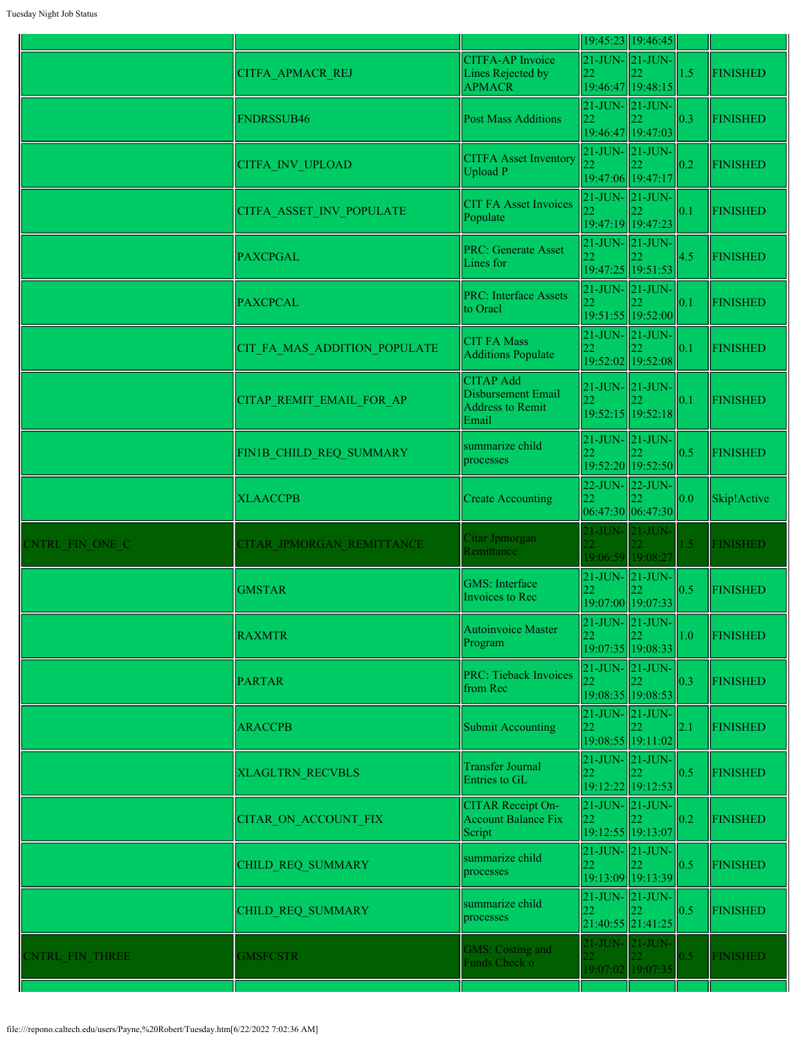| | | | | | | |
|---|---|---|---|---|---|---|
| | | | 19:45:23 | 19:46:45 | | |
| | CITFA_APMACR_REJ | CITFA-AP Invoice Lines Rejected by APMACR | 21-JUN-22 19:46:47 | 21-JUN-22 19:48:15 | 1.5 | FINISHED |
| | FNDRSSUB46 | Post Mass Additions | 21-JUN-22 19:46:47 | 21-JUN-22 19:47:03 | 0.3 | FINISHED |
| | CITFA_INV_UPLOAD | CITFA Asset Inventory Upload P | 21-JUN-22 19:47:06 | 21-JUN-22 19:47:17 | 0.2 | FINISHED |
| | CITFA_ASSET_INV_POPULATE | CIT FA Asset Invoices Populate | 21-JUN-22 19:47:19 | 21-JUN-22 19:47:23 | 0.1 | FINISHED |
| | PAXCPGAL | PRC: Generate Asset Lines for | 21-JUN-22 19:47:25 | 21-JUN-22 19:51:53 | 4.5 | FINISHED |
| | PAXCPCAL | PRC: Interface Assets to Oracl | 21-JUN-22 19:51:55 | 21-JUN-22 19:52:00 | 0.1 | FINISHED |
| | CIT_FA_MAS_ADDITION_POPULATE | CIT FA Mass Additions Populate | 21-JUN-22 19:52:02 | 21-JUN-22 19:52:08 | 0.1 | FINISHED |
| | CITAP_REMIT_EMAIL_FOR_AP | CITAP Add Disbursement Email Address to Remit Email | 21-JUN-22 19:52:15 | 21-JUN-22 19:52:18 | 0.1 | FINISHED |
| | FIN1B_CHILD_REQ_SUMMARY | summarize child processes | 21-JUN-22 19:52:20 | 21-JUN-22 19:52:50 | 0.5 | FINISHED |
| | XLAACCPB | Create Accounting | 22-JUN-22 06:47:30 | 22-JUN-22 06:47:30 | 0.0 | Skip!Active |
| CNTRL_FIN_ONE_C | CITAR_JPMORGAN_REMITTANCE | Citar Jpmorgan Remittance | 21-JUN-22 19:06:59 | 21-JUN-22 19:08:27 | 1.5 | FINISHED |
| | GMSTAR | GMS: Interface Invoices to Rec | 21-JUN-22 19:07:00 | 21-JUN-22 19:07:33 | 0.5 | FINISHED |
| | RAXMTR | Autoinvoice Master Program | 21-JUN-22 19:07:35 | 21-JUN-22 19:08:33 | 1.0 | FINISHED |
| | PARTAR | PRC: Tieback Invoices from Rec | 21-JUN-22 19:08:35 | 21-JUN-22 19:08:53 | 0.3 | FINISHED |
| | ARACCPB | Submit Accounting | 21-JUN-22 19:08:55 | 21-JUN-22 19:11:02 | 2.1 | FINISHED |
| | XLAGLTRN_RECVBLS | Transfer Journal Entries to GL | 21-JUN-22 19:12:22 | 21-JUN-22 19:12:53 | 0.5 | FINISHED |
| | CITAR_ON_ACCOUNT_FIX | CITAR Receipt On-Account Balance Fix Script | 21-JUN-22 19:12:55 | 21-JUN-22 19:13:07 | 0.2 | FINISHED |
| | CHILD_REQ_SUMMARY | summarize child processes | 21-JUN-22 19:13:09 | 21-JUN-22 19:13:39 | 0.5 | FINISHED |
| | CHILD_REQ_SUMMARY | summarize child processes | 21-JUN-22 21:40:55 | 21-JUN-22 21:41:25 | 0.5 | FINISHED |
| CNTRL_FIN_THREE | GMSFCSTR | GMS: Costing and Funds Check o | 21-JUN-22 19:07:02 | 21-JUN-22 19:07:35 | 0.5 | FINISHED |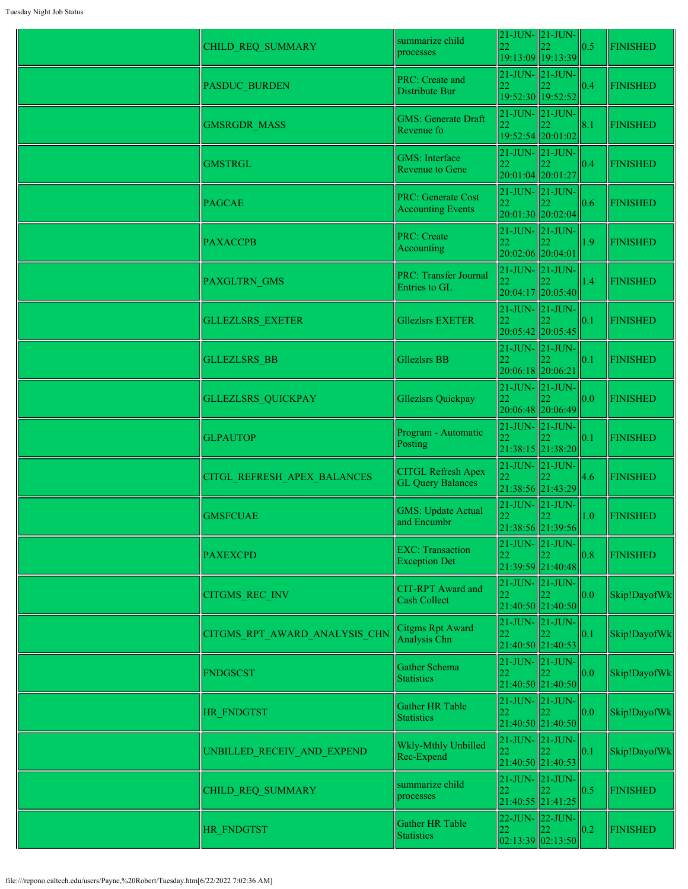| | | | | | | |
|---|---|---|---|---|---|---|
| | CHILD_REQ_SUMMARY | summarize child processes | 21-JUN-22 19:13:09 | 21-JUN-22 19:13:39 | 0.5 | FINISHED |
| | PASDUC_BURDEN | PRC: Create and Distribute Bur | 21-JUN-22 19:52:30 | 21-JUN-22 19:52:52 | 0.4 | FINISHED |
| | GMSRGDR_MASS | GMS: Generate Draft Revenue fo | 21-JUN-22 19:52:54 | 21-JUN-22 20:01:02 | 8.1 | FINISHED |
| | GMSTRGL | GMS: Interface Revenue to Gene | 21-JUN-22 20:01:04 | 21-JUN-22 20:01:27 | 0.4 | FINISHED |
| | PAGCAE | PRC: Generate Cost Accounting Events | 21-JUN-22 20:01:30 | 21-JUN-22 20:02:04 | 0.6 | FINISHED |
| | PAXACCPB | PRC: Create Accounting | 21-JUN-22 20:02:06 | 21-JUN-22 20:04:01 | 1.9 | FINISHED |
| | PAXGLTRN_GMS | PRC: Transfer Journal Entries to GL | 21-JUN-22 20:04:17 | 21-JUN-22 20:05:40 | 1.4 | FINISHED |
| | GLLEZLSRS_EXETER | Gllezlsrs EXETER | 21-JUN-22 20:05:42 | 21-JUN-22 20:05:45 | 0.1 | FINISHED |
| | GLLEZLSRS_BB | Gllezlsrs BB | 21-JUN-22 20:06:18 | 21-JUN-22 20:06:21 | 0.1 | FINISHED |
| | GLLEZLSRS_QUICKPAY | Gllezlsrs Quickpay | 21-JUN-22 20:06:48 | 21-JUN-22 20:06:49 | 0.0 | FINISHED |
| | GLPAUTOP | Program - Automatic Posting | 21-JUN-22 21:38:15 | 21-JUN-22 21:38:20 | 0.1 | FINISHED |
| | CITGL_REFRESH_APEX_BALANCES | CITGL Refresh Apex GL Query Balances | 21-JUN-22 21:38:56 | 21-JUN-22 21:43:29 | 4.6 | FINISHED |
| | GMSFCUAE | GMS: Update Actual and Encumbr | 21-JUN-22 21:38:56 | 21-JUN-22 21:39:56 | 1.0 | FINISHED |
| | PAXEXCPD | EXC: Transaction Exception Det | 21-JUN-22 21:39:59 | 21-JUN-22 21:40:48 | 0.8 | FINISHED |
| | CITGMS_REC_INV | CIT-RPT Award and Cash Collect | 21-JUN-22 21:40:50 | 21-JUN-22 21:40:50 | 0.0 | Skip!DayofWk |
| | CITGMS_RPT_AWARD_ANALYSIS_CHN | Citgms Rpt Award Analysis Chn | 21-JUN-22 21:40:50 | 21-JUN-22 21:40:53 | 0.1 | Skip!DayofWk |
| | FNDGSCST | Gather Schema Statistics | 21-JUN-22 21:40:50 | 21-JUN-22 21:40:50 | 0.0 | Skip!DayofWk |
| | HR_FNDGTST | Gather HR Table Statistics | 21-JUN-22 21:40:50 | 21-JUN-22 21:40:50 | 0.0 | Skip!DayofWk |
| | UNBILLED_RECEIV_AND_EXPEND | Wkly-Mthly Unbilled Rec-Expend | 21-JUN-22 21:40:50 | 21-JUN-22 21:40:53 | 0.1 | Skip!DayofWk |
| | CHILD_REQ_SUMMARY | summarize child processes | 21-JUN-22 21:40:55 | 21-JUN-22 21:41:25 | 0.5 | FINISHED |
| | HR_FNDGTST | Gather HR Table Statistics | 22-JUN-22 02:13:39 | 22-JUN-22 02:13:50 | 0.2 | FINISHED |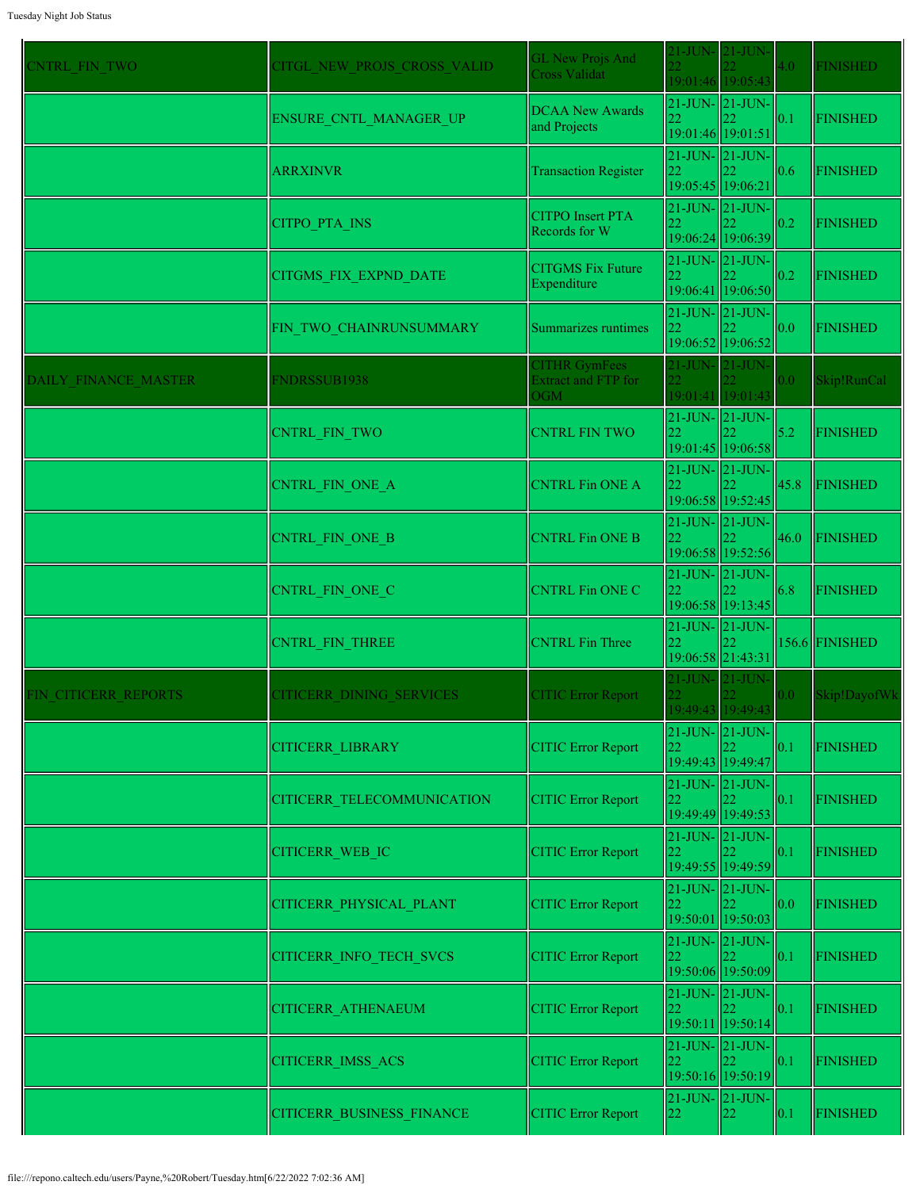| | | | | | | |
|---|---|---|---|---|---|---|
| CNTRL_FIN_TWO | CITGL_NEW_PROJS_CROSS_VALID | GL New Projs And Cross Validat | 21-JUN-22 19:01:46 | 21-JUN-22 19:05:43 | 4.0 | FINISHED |
| | ENSURE_CNTL_MANAGER_UP | DCAA New Awards and Projects | 21-JUN-22 19:01:46 | 21-JUN-22 19:01:51 | 0.1 | FINISHED |
| | ARRXINVR | Transaction Register | 21-JUN-22 19:05:45 | 21-JUN-22 19:06:21 | 0.6 | FINISHED |
| | CITPO_PTA_INS | CITPO Insert PTA Records for W | 21-JUN-22 19:06:24 | 21-JUN-22 19:06:39 | 0.2 | FINISHED |
| | CITGMS_FIX_EXPND_DATE | CITGMS Fix Future Expenditure | 21-JUN-22 19:06:41 | 21-JUN-22 19:06:50 | 0.2 | FINISHED |
| | FIN_TWO_CHAINRUNSUMMARY | Summarizes runtimes | 21-JUN-22 19:06:52 | 21-JUN-22 19:06:52 | 0.0 | FINISHED |
| DAILY_FINANCE_MASTER | FNDRSSUB1938 | CITHR GymFees Extract and FTP for OGM | 21-JUN-22 19:01:41 | 21-JUN-22 19:01:43 | 0.0 | Skip!RunCal |
| | CNTRL_FIN_TWO | CNTRL FIN TWO | 21-JUN-22 19:01:45 | 21-JUN-22 19:06:58 | 5.2 | FINISHED |
| | CNTRL_FIN_ONE_A | CNTRL Fin ONE A | 21-JUN-22 19:06:58 | 21-JUN-22 19:52:45 | 45.8 | FINISHED |
| | CNTRL_FIN_ONE_B | CNTRL Fin ONE B | 21-JUN-22 19:06:58 | 21-JUN-22 19:52:56 | 46.0 | FINISHED |
| | CNTRL_FIN_ONE_C | CNTRL Fin ONE C | 21-JUN-22 19:06:58 | 21-JUN-22 19:13:45 | 6.8 | FINISHED |
| | CNTRL_FIN_THREE | CNTRL Fin Three | 21-JUN-22 19:06:58 | 21-JUN-22 21:43:31 | 156.6 | FINISHED |
| FIN_CITICERR_REPORTS | CITICERR_DINING_SERVICES | CITIC Error Report | 21-JUN-22 19:49:43 | 21-JUN-22 19:49:43 | 0.0 | Skip!DayofWk |
| | CITICERR_LIBRARY | CITIC Error Report | 21-JUN-22 19:49:43 | 21-JUN-22 19:49:47 | 0.1 | FINISHED |
| | CITICERR_TELECOMMUNICATION | CITIC Error Report | 21-JUN-22 19:49:49 | 21-JUN-22 19:49:53 | 0.1 | FINISHED |
| | CITICERR_WEB_IC | CITIC Error Report | 21-JUN-22 19:49:55 | 21-JUN-22 19:49:59 | 0.1 | FINISHED |
| | CITICERR_PHYSICAL_PLANT | CITIC Error Report | 21-JUN-22 19:50:01 | 21-JUN-22 19:50:03 | 0.0 | FINISHED |
| | CITICERR_INFO_TECH_SVCS | CITIC Error Report | 21-JUN-22 19:50:06 | 21-JUN-22 19:50:09 | 0.1 | FINISHED |
| | CITICERR_ATHENAEUM | CITIC Error Report | 21-JUN-22 19:50:11 | 21-JUN-22 19:50:14 | 0.1 | FINISHED |
| | CITICERR_IMSS_ACS | CITIC Error Report | 21-JUN-22 19:50:16 | 21-JUN-22 19:50:19 | 0.1 | FINISHED |
| | CITICERR_BUSINESS_FINANCE | CITIC Error Report | 21-JUN-22 | 21-JUN-22 | 0.1 | FINISHED |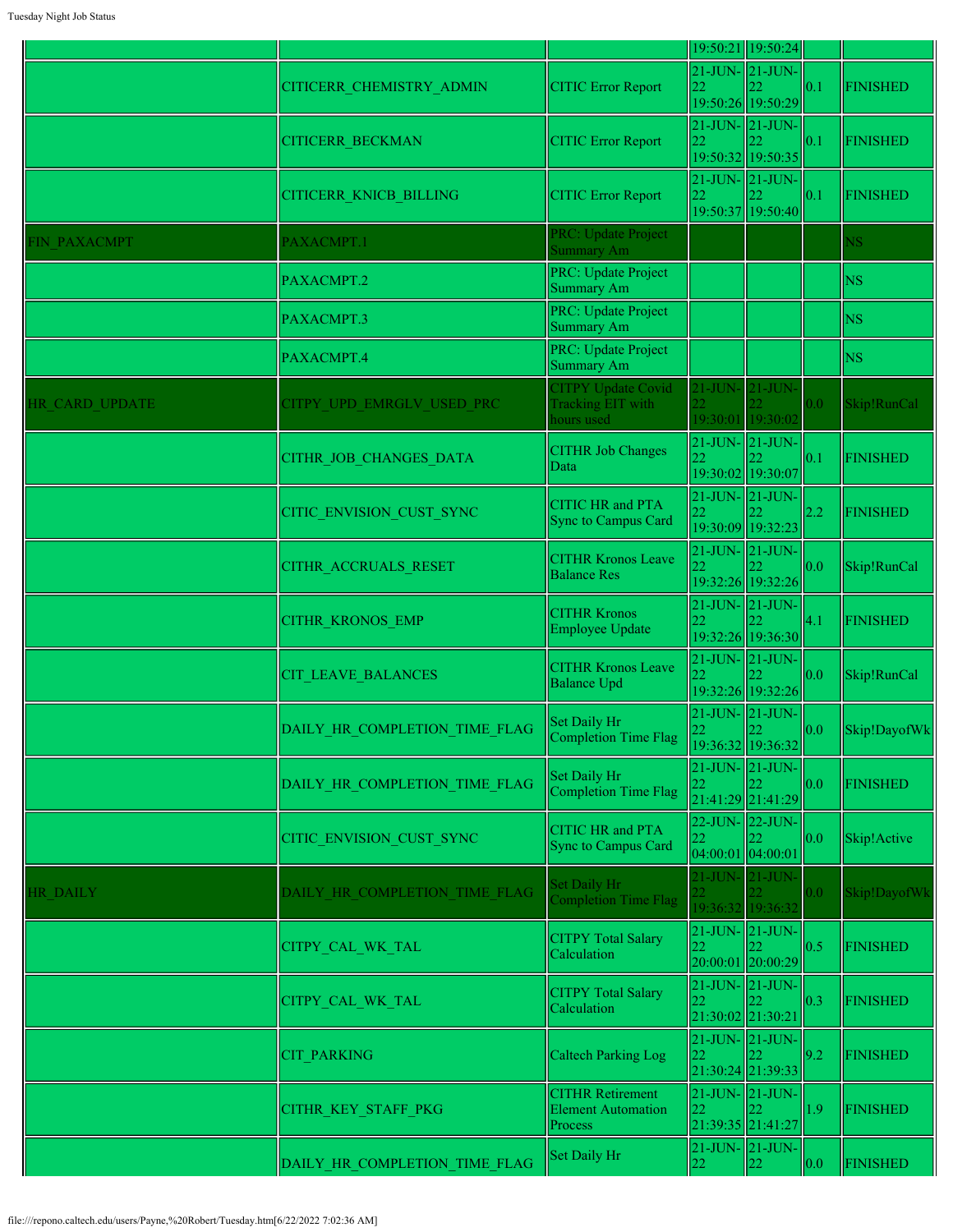| | | | | | | |
|---|---|---|---|---|---|---|
| | | | 19:50:21 | 19:50:24 | | |
| | CITICERR_CHEMISTRY_ADMIN | CITIC Error Report | 21-JUN-22 19:50:26 | 21-JUN-22 19:50:29 | 0.1 | FINISHED |
| | CITICERR_BECKMAN | CITIC Error Report | 21-JUN-22 19:50:32 | 21-JUN-22 19:50:35 | 0.1 | FINISHED |
| | CITICERR_KNICB_BILLING | CITIC Error Report | 21-JUN-22 19:50:37 | 21-JUN-22 19:50:40 | 0.1 | FINISHED |
| FIN_PAXACMPT | PAXACMPT.1 | PRC: Update Project Summary Am | | | | NS |
| | PAXACMPT.2 | PRC: Update Project Summary Am | | | | NS |
| | PAXACMPT.3 | PRC: Update Project Summary Am | | | | NS |
| | PAXACMPT.4 | PRC: Update Project Summary Am | | | | NS |
| HR_CARD_UPDATE | CITPY_UPD_EMRGLV_USED_PRC | CITPY Update Covid Tracking EIT with hours used | 21-JUN-22 19:30:01 | 21-JUN-22 19:30:02 | 0.0 | Skip!RunCal |
| | CITHR_JOB_CHANGES_DATA | CITHR Job Changes Data | 21-JUN-22 19:30:02 | 21-JUN-22 19:30:07 | 0.1 | FINISHED |
| | CITIC_ENVISION_CUST_SYNC | CITIC HR and PTA Sync to Campus Card | 21-JUN-22 19:30:09 | 21-JUN-22 19:32:23 | 2.2 | FINISHED |
| | CITHR_ACCRUALS_RESET | CITHR Kronos Leave Balance Res | 21-JUN-22 19:32:26 | 21-JUN-22 19:32:26 | 0.0 | Skip!RunCal |
| | CITHR_KRONOS_EMP | CITHR Kronos Employee Update | 21-JUN-22 19:32:26 | 21-JUN-22 19:36:30 | 4.1 | FINISHED |
| | CIT_LEAVE_BALANCES | CITHR Kronos Leave Balance Upd | 21-JUN-22 19:32:26 | 21-JUN-22 19:32:26 | 0.0 | Skip!RunCal |
| | DAILY_HR_COMPLETION_TIME_FLAG | Set Daily Hr Completion Time Flag | 21-JUN-22 19:36:32 | 21-JUN-22 19:36:32 | 0.0 | Skip!DayofWk |
| | DAILY_HR_COMPLETION_TIME_FLAG | Set Daily Hr Completion Time Flag | 21-JUN-22 21:41:29 | 21-JUN-22 21:41:29 | 0.0 | FINISHED |
| | CITIC_ENVISION_CUST_SYNC | CITIC HR and PTA Sync to Campus Card | 22-JUN-22 04:00:01 | 22-JUN-22 04:00:01 | 0.0 | Skip!Active |
| HR_DAILY | DAILY_HR_COMPLETION_TIME_FLAG | Set Daily Hr Completion Time Flag | 21-JUN-22 19:36:32 | 21-JUN-22 19:36:32 | 0.0 | Skip!DayofWk |
| | CITPY_CAL_WK_TAL | CITPY Total Salary Calculation | 21-JUN-22 20:00:01 | 21-JUN-22 20:00:29 | 0.5 | FINISHED |
| | CITPY_CAL_WK_TAL | CITPY Total Salary Calculation | 21-JUN-22 21:30:02 | 21-JUN-22 21:30:21 | 0.3 | FINISHED |
| | CIT_PARKING | Caltech Parking Log | 21-JUN-22 21:30:24 | 21-JUN-22 21:39:33 | 9.2 | FINISHED |
| | CITHR_KEY_STAFF_PKG | CITHR Retirement Element Automation Process | 21-JUN-22 21:39:35 | 21-JUN-22 21:41:27 | 1.9 | FINISHED |
| | DAILY_HR_COMPLETION_TIME_FLAG | Set Daily Hr | 21-JUN-22 | 21-JUN-22 | 0.0 | FINISHED |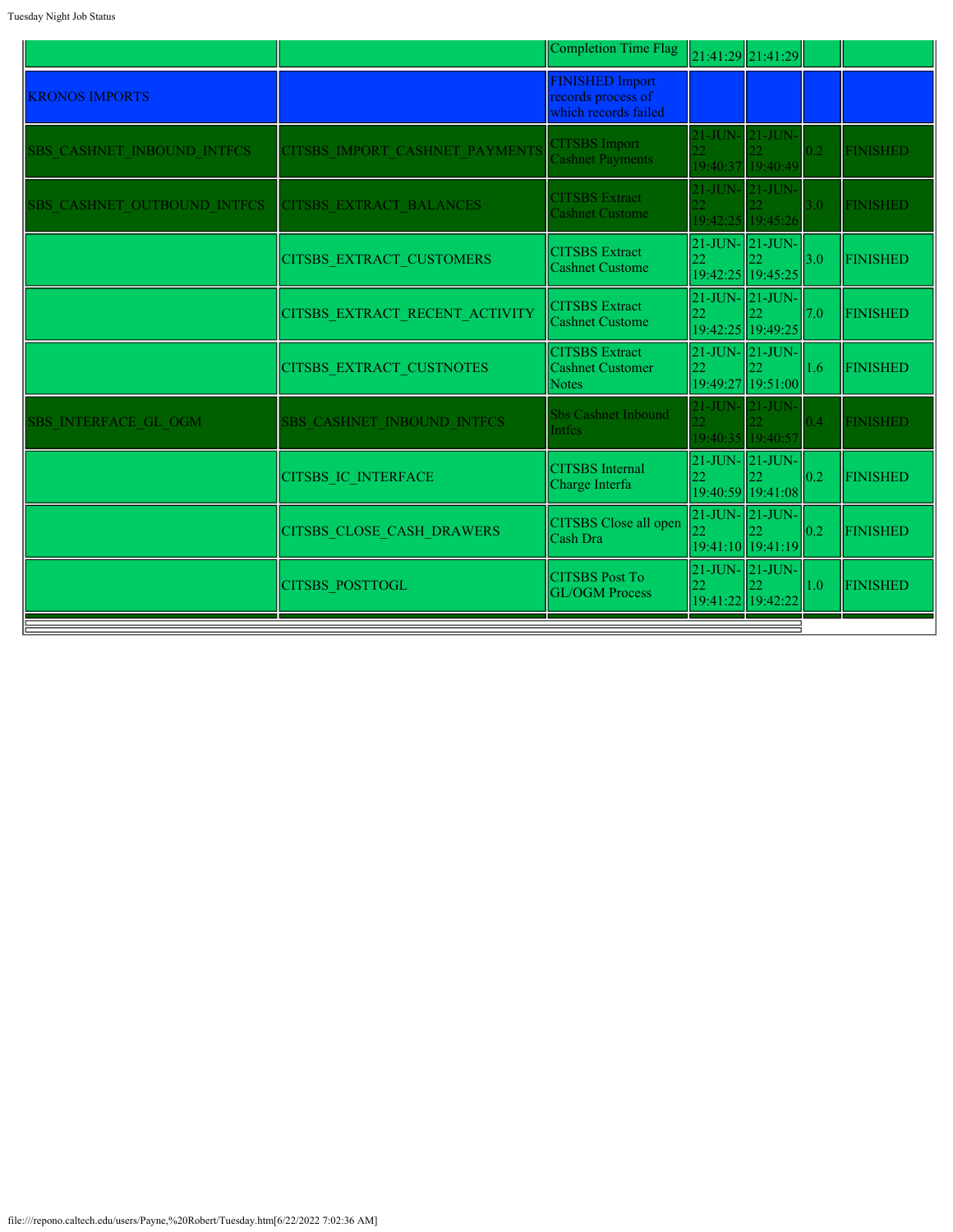| | | | | | | |
|---|---|---|---|---|---|---|
| | | Completion Time Flag | 21:41:29 | 21:41:29 | | |
| KRONOS IMPORTS | | FINISHED Import records process of which records failed | | | | |
| SBS_CASHNET_INBOUND_INTFCS | CITSBS_IMPORT_CASHNET_PAYMENTS | CITSBS Import Cashnet Payments | 21-JUN-22 19:40:37 | 21-JUN-22 19:40:49 | 0.2 | FINISHED |
| SBS_CASHNET_OUTBOUND_INTFCS | CITSBS_EXTRACT_BALANCES | CITSBS Extract Cashnet Custome | 21-JUN-22 19:42:25 | 21-JUN-22 19:45:26 | 3.0 | FINISHED |
| | CITSBS_EXTRACT_CUSTOMERS | CITSBS Extract Cashnet Custome | 21-JUN-22 19:42:25 | 21-JUN-22 19:45:25 | 3.0 | FINISHED |
| | CITSBS_EXTRACT_RECENT_ACTIVITY | CITSBS Extract Cashnet Custome | 21-JUN-22 19:42:25 | 21-JUN-22 19:49:25 | 7.0 | FINISHED |
| | CITSBS_EXTRACT_CUSTNOTES | CITSBS Extract Cashnet Customer Notes | 21-JUN-22 19:49:27 | 21-JUN-22 19:51:00 | 1.6 | FINISHED |
| SBS_INTERFACE_GL_OGM | SBS_CASHNET_INBOUND_INTFCS | Sbs Cashnet Inbound Intfcs | 21-JUN-22 19:40:35 | 21-JUN-22 19:40:57 | 0.4 | FINISHED |
| | CITSBS_IC_INTERFACE | CITSBS Internal Charge Interfa | 21-JUN-22 19:40:59 | 21-JUN-22 19:41:08 | 0.2 | FINISHED |
| | CITSBS_CLOSE_CASH_DRAWERS | CITSBS Close all open Cash Dra | 21-JUN-22 19:41:10 | 21-JUN-22 19:41:19 | 0.2 | FINISHED |
| | CITSBS_POSTTOGL | CITSBS Post To GL/OGM Process | 21-JUN-22 19:41:22 | 21-JUN-22 19:42:22 | 1.0 | FINISHED |